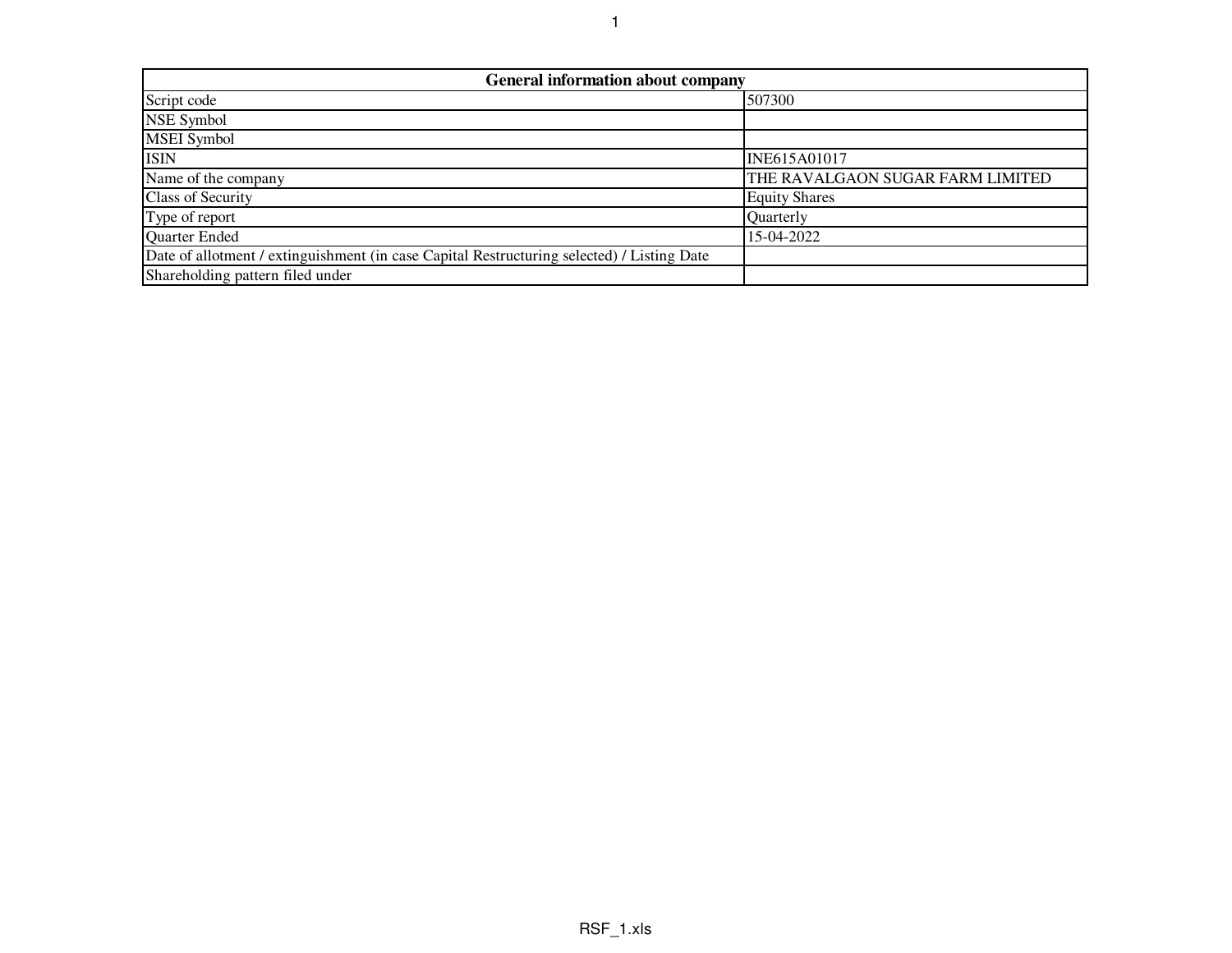| General information about company | |
|---|---|
| Script code | 507300 |
| NSE Symbol | |
| MSEI Symbol | |
| ISIN | INE615A01017 |
| Name of the company | THE RAVALGAON SUGAR FARM LIMITED |
| Class of Security | Equity Shares |
| Type of report | Quarterly |
| Quarter Ended | 15-04-2022 |
| Date of allotment / extinguishment (in case Capital Restructuring selected) / Listing Date | |
| Shareholding pattern filed under | |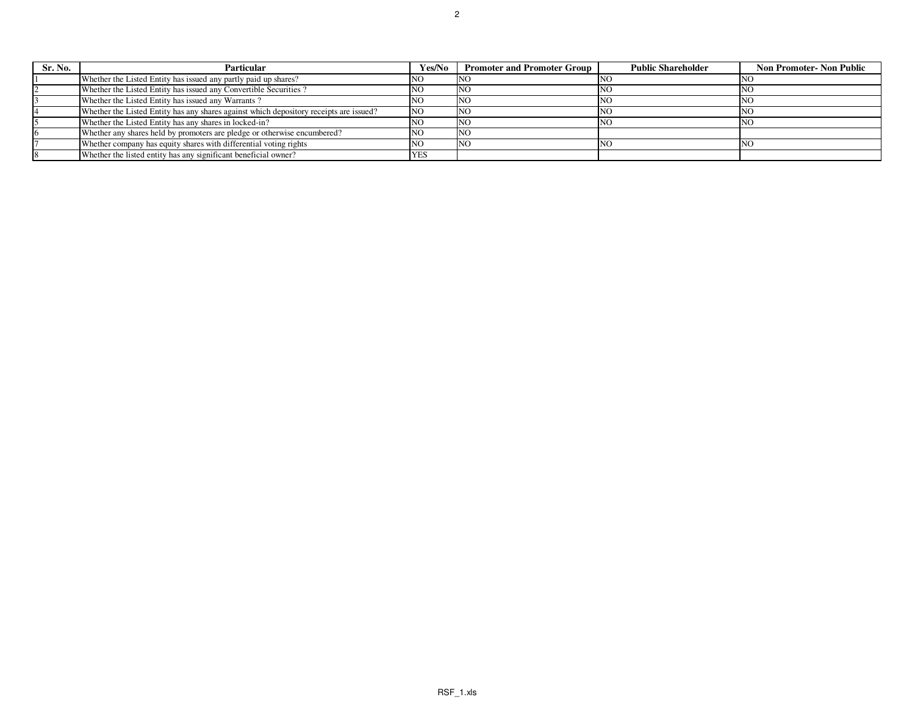| Sr. No. | Particular | Yes/No | Promoter and Promoter Group | Public Shareholder | Non Promoter- Non Public |
|---|---|---|---|---|---|
| 1 | Whether the Listed Entity has issued any partly paid up shares? | NO | NO | NO | NO |
| 2 | Whether the Listed Entity has issued any Convertible Securities ? | NO | NO | NO | NO |
| 3 | Whether the Listed Entity has issued any Warrants ? | NO | NO | NO | NO |
| 4 | Whether the Listed Entity has any shares against which depository receipts are issued? | NO | NO | NO | NO |
| 5 | Whether the Listed Entity has any shares in locked-in? | NO | NO | NO | NO |
| 6 | Whether any shares held by promoters are pledge or otherwise encumbered? | NO | NO | | |
| 7 | Whether company has equity shares with differential voting rights | NO | NO | NO | NO |
| 8 | Whether the listed entity has any significant beneficial owner? | YES | | | |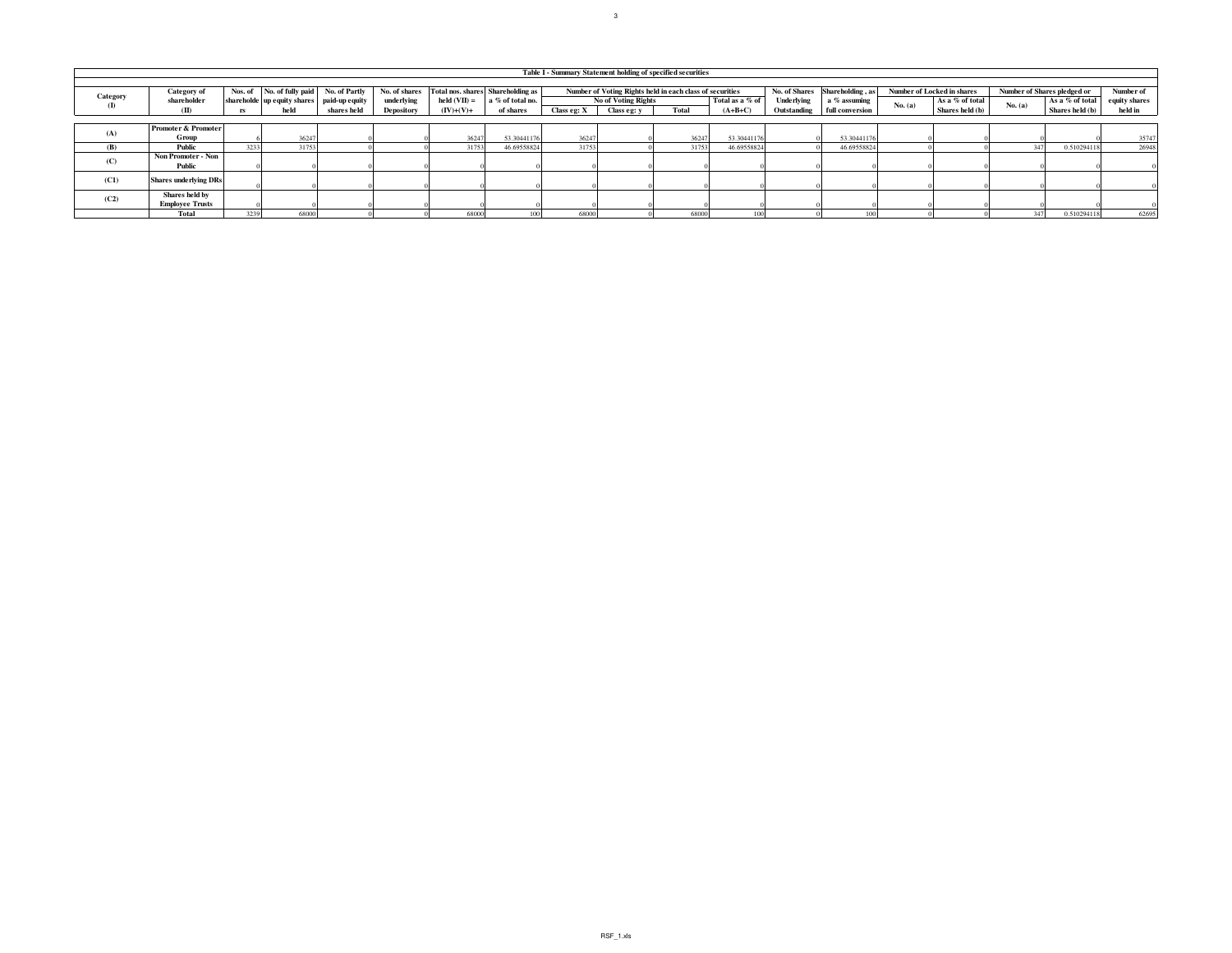| Table I - Summary Statement holding of specified securities | | | | | | | | | | | | | | | | | | | |
|---|---|---|---|---|---|---|---|---|---|---|---|---|---|---|---|---|---|---|---|
| Category (I) | Category of shareholder (II) | Nos. of shareholders | No. of fully paid up equity shares held | No. of Partly paid-up equity shares held | No. of shares underlying Depository | Total nos. shares held (VII) = (IV)+(V)+ | Shareholding as a % of total no. of shares | Number of Voting Rights held in each class of securities | | | | No. of Shares Underlying Outstanding | Shareholding , as a % assuming full conversion | Number of Locked in shares | | Number of Shares pledged or | | Number of equity shares held in |
| | | | | | | | | No of Voting Rights | | | Total as a % of (A+B+C) | | | No. (a) | As a % of total Shares held (b) | No. (a) | As a % of total Shares held (b) | |
| | | | | | | | | Class eg: X | Class eg: y | Total | | | | | | | | |
| (A) | Promoter & Promoter Group | 6 | 36247 | 0 | 0 | 36247 | 53.30441176 | 36247 | 0 | 36247 | 53.30441176 | 0 | 53.30441176 | 0 | 0 | 0 | 0 | 35747 |
| (B) | Public | 3233 | 31753 | 0 | 0 | 31753 | 46.69558824 | 31753 | 0 | 31753 | 46.69558824 | 0 | 46.69558824 | 0 | 0 | 347 | 0.510294118 | 26948 |
| (C) | Non Promoter - Non Public | 0 | 0 | 0 | 0 | 0 | 0 | 0 | 0 | 0 | 0 | 0 | 0 | 0 | 0 | 0 | 0 | 0 |
| (C1) | Shares underlying DRs | 0 | 0 | 0 | 0 | 0 | 0 | 0 | 0 | 0 | 0 | 0 | 0 | 0 | 0 | 0 | 0 | 0 |
| (C2) | Shares held by Employee Trusts | 0 | 0 | 0 | 0 | 0 | 0 | 0 | 0 | 0 | 0 | 0 | 0 | 0 | 0 | 0 | 0 | 0 |
| | Total | 3239 | 68000 | 0 | 0 | 68000 | 100 | 68000 | 0 | 68000 | 100 | 0 | 100 | 0 | 0 | 347 | 0.510294118 | 62695 |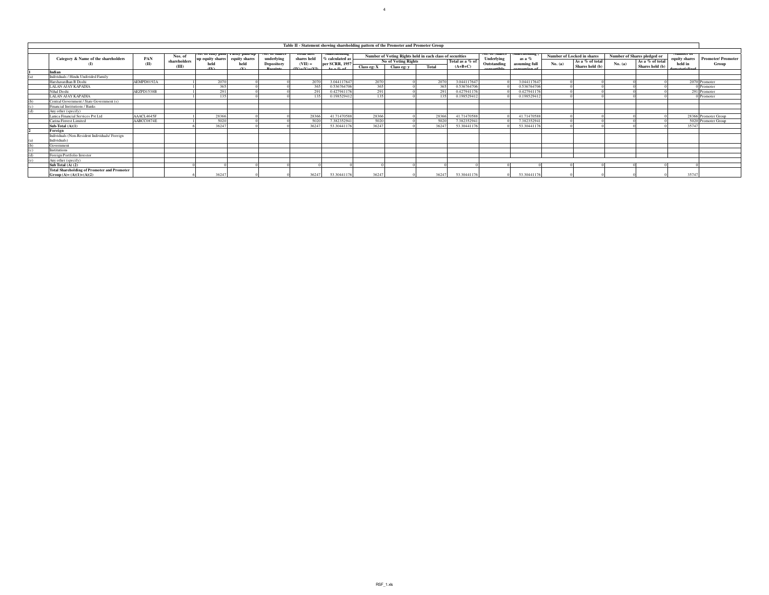### Table II - Statement showing shareholding pattern of the Promoter and Promoter Group

| | Category & Name of the shareholders (I) | PAN (II) | Nos. of shareholders (III) | No. of fully paid up equity shares held (IV) | Partly paid-up equity shares held (V) | No. of shares underlying Depository Receipts | Total nos. shares held (VII) = (IV)+(V)+(VI) | Shareholding % calculated as per SCRR, 1957 As a % of | Number of Voting Rights held in each class of securities | | | | No. of Shares Underlying Outstanding convertible | Shareholding, as a % assuming full conversion of | Number of Locked in shares | | Number of Shares pledged or | | Number of equity shares held in dematerialized | Promoter/ Promoter Group |
|---|---|---|---|---|---|---|---|---|---|---|---|---|---|---|---|---|---|---|---|---|
| | | | | | | | | | No of Voting Rights | | | Total as a % of (A+B+C) | | | No. (a) | As a % of total Shares held (b) | No. (a) | As a % of total Shares held (b) | | |
| | | | | | | | | | Class eg: X | Class eg: y | Total | | | | | | | | | |
| 1 | **Indian** | | | | | | | | | | | | | | | | | | | |
| (a) | Individuals / Hindu Undivided Family | | | | | | | | | | | | | | | | | | | |
| | Harshavardhan B Doshi | AEMPD0192A | 1 | 2070 | 0 | 0 | 2070 | 3.044117647 | 2070 | 0 | 2070 | 3.044117647 | 0 | 3.044117647 | 0 | 0 | 0 | 0 | 2070 | Promoter |
| | LALAN AJAY KAPADIA | | 1 | 365 | 0 | 0 | 365 | 0.536764706 | 365 | 0 | 365 | 0.536764706 | 0 | 0.536764706 | 0 | 0 | 0 | 0 | 0 | Promoter |
| | Nihal Doshi | AEZPD1538B | 1 | 291 | 0 | 0 | 291 | 0.427941176 | 291 | 0 | 291 | 0.427941176 | 0 | 0.427941176 | 0 | 0 | 0 | 0 | 291 | Promoter |
| | LALAN AJAY KAPADIA | | 1 | 135 | 0 | 0 | 135 | 0.198529412 | 135 | 0 | 135 | 0.198529412 | 0 | 0.198529412 | 0 | 0 | 0 | 0 | 0 | Promoter |
| (b) | Central Government / State Government (s) | | | | | | | | | | | | | | | | | | | |
| (c) | Financial Institutions / Banks | | | | | | | | | | | | | | | | | | | |
| (d) | Any other (specify) | | | | | | | | | | | | | | | | | | | |
| | Lanica Financial Services Pvt Ltd | AAACL4645F | 1 | 28366 | 0 | 0 | 28366 | 41.71470588 | 28366 | 0 | 28366 | 41.71470588 | 0 | 41.71470588 | 0 | 0 | 0 | 0 | 28366 | Promoter Group |
| | Carina Finvest Limited | AABCC0874E | 1 | 5020 | 0 | 0 | 5020 | 7.382352941 | 5020 | 0 | 5020 | 7.382352941 | 0 | 7.382352941 | 0 | 0 | 0 | 0 | 5020 | Promoter Group |
| | **Sub-Total (A)(1)** | | 6 | 36247 | 0 | 0 | 36247 | 53.30441176 | 36247 | 0 | 36247 | 53.30441176 | 0 | 53.30441176 | 0 | 0 | 0 | 0 | 35747 | |
| 2 | **Foreign** | | | | | | | | | | | | | | | | | | | |
| (a) | Individuals (Non-Resident Individuals/ Foreign Individuals) | | | | | | | | | | | | | | | | | | | |
| (b) | Government | | | | | | | | | | | | | | | | | | | |
| (c) | Institutions | | | | | | | | | | | | | | | | | | | |
| (d) | Foreign Portfolio Investor | | | | | | | | | | | | | | | | | | | |
| (e) | Any other (specify) | | | | | | | | | | | | | | | | | | | |
| | **Sub Total (A) (2)** | | 0 | 0 | 0 | 0 | 0 | 0 | 0 | 0 | 0 | 0 | 0 | 0 | 0 | 0 | 0 | 0 | 0 | |
| | **Total Shareholding of Promoter and Promoter Group (A)= (A)(1)+(A)(2)** | | 6 | 36247 | 0 | 0 | 36247 | 53.30441176 | 36247 | 0 | 36247 | 53.30441176 | 0 | 53.30441176 | 0 | 0 | 0 | 0 | 35747 | |

RSF_1.xls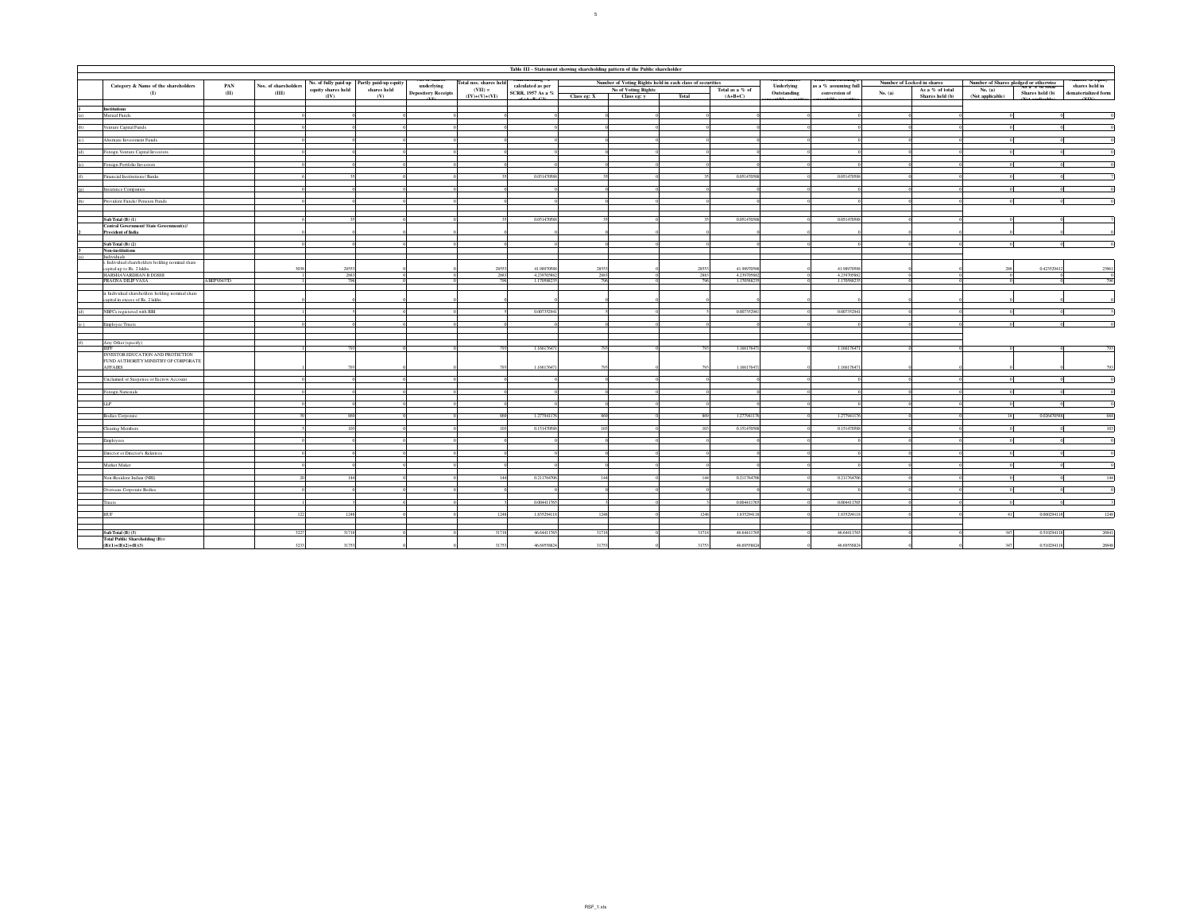## Table III - Statement showing shareholding pattern of the Public shareholder

| | Category & Name of the shareholders (I) | PAN (II) | Nos. of shareholders (III) | No. of fully paid up equity shares held (IV) | Partly paid-up equity shares held (V) | No. of shares underlying Depository Receipts (VI) | Total nos. shares held (VII) = (IV)+(V)+(VI) | Shareholding % calculated as per SCRR, 1957 As a % of (A+B+C2) | Number of Voting Rights held in each class of securities | | | | No. of Shares Underlying Outstanding convertible securities | Shareholding, as a % assuming full conversion of convertible securities | Number of Locked in shares | | Number of Shares pledged or otherwise encumbered | | Number of equity shares held in dematerialized form (XIV) |
|---|---|---|---|---|---|---|---|---|---|---|---|---|---|---|---|---|---|---|---|
| | | | | | | | | | No of Voting Rights | | | Total as a % of (A+B+C) | | | No. (a) | As a % of total Shares held (b) | No. (a) (Not applicable) | As a % of total Shares held (b) (Not applicable) | |
| | | | | | | | | | Class eg: X | Class eg: y | Total | | | | | | | | |
| 1 | **Institutions** | | | | | | | | | | | | | | | | | | |
| (a) | Mutual Funds | | 0 | 0 | 0 | 0 | 0 | 0 | 0 | 0 | 0 | 0 | 0 | 0 | 0 | 0 | 0 | 0 | 0 |
| (b) | Venture Capital Funds | | 0 | 0 | 0 | 0 | 0 | 0 | 0 | 0 | 0 | 0 | 0 | 0 | 0 | 0 | 0 | 0 | 0 |
| (c) | Alternate Investment Funds | | 0 | 0 | 0 | 0 | 0 | 0 | 0 | 0 | 0 | 0 | 0 | 0 | 0 | 0 | 0 | 0 | 0 |
| (d) | Foreign Venture Capital Investors | | 0 | 0 | 0 | 0 | 0 | 0 | 0 | 0 | 0 | 0 | 0 | 0 | 0 | 0 | 0 | 0 | 0 |
| (e) | Foreign Portfolio Investors | | 0 | 0 | 0 | 0 | 0 | 0 | 0 | 0 | 0 | 0 | 0 | 0 | 0 | 0 | 0 | 0 | 0 |
| (f) | Financial Institutions/ Banks | | 6 | 35 | 0 | 0 | 35 | 0.051470588 | 35 | 0 | 35 | 0.051470588 | 0 | 0.051470588 | 0 | 0 | 0 | 0 | 7 |
| (g) | Insurance Companies | | 0 | 0 | 0 | 0 | 0 | 0 | 0 | 0 | 0 | 0 | 0 | 0 | 0 | 0 | 0 | 0 | 0 |
| (h) | Provident Funds/ Pension Funds | | 0 | 0 | 0 | 0 | 0 | 0 | 0 | 0 | 0 | 0 | 0 | 0 | 0 | 0 | 0 | 0 | 0 |
| | **Sub Total (B) (1)** | | 6 | 35 | 0 | 0 | 35 | 0.051470588 | 35 | 0 | 35 | 0.051470588 | 0 | 0.051470588 | 0 | 0 | 0 | 0 | 7 |
| 2 | **Central Government/ State Government(s)/ President of India** | | 0 | 0 | 0 | 0 | 0 | 0 | 0 | 0 | 0 | 0 | 0 | 0 | 0 | 0 | 0 | 0 | 0 |
| | **Sub Total (B) (2)** | | 0 | 0 | 0 | 0 | 0 | 0 | 0 | 0 | 0 | 0 | 0 | 0 | 0 | 0 | 0 | 0 | 0 |
| 3 | **Non-institutions** | | | | | | | | | | | | | | | | | | |
| (a) | Individuals | | | | | | | | | | | | | | | | | | |
| | i. Individual shareholders holding nominal share capital up to Rs. 2 lakhs. | | 3038 | 28553 | 0 | 0 | 28553 | 41.98970588 | 28553 | 0 | 28553 | 41.98970588 | 0 | 41.98970588 | 0 | 0 | 288 | 0.42352941 | 25861 |
| | HARSHAVARDHAN B DOSHI | | 1 | 2883 | 0 | 0 | 2883 | 4.239705882 | 2883 | 0 | 2883 | 4.239705882 | 0 | 4.239705882 | 0 | 0 | 0 | 0 | 0 |
| | PRAGNA DILIP VASA | ABIPV0437D | 1 | 796 | 0 | 0 | 796 | 1.170588235 | 796 | 0 | 796 | 1.170588235 | 0 | 1.170588235 | 0 | 0 | 0 | 0 | 796 |
| | ii. Individual shareholders holding nominal share capital in excess of Rs. 2 lakhs. | | 0 | 0 | 0 | 0 | 0 | 0 | 0 | 0 | 0 | 0 | 0 | 0 | 0 | 0 | 0 | 0 | 0 |
| (b) | NBFCs registered with RBI | | 1 | 5 | 0 | 0 | 5 | 0.007352941 | 5 | 0 | 5 | 0.007352941 | 0 | 0.007352941 | 0 | 0 | 0 | 0 | 5 |
| (c) | Employee Trusts | | 0 | 0 | 0 | 0 | 0 | 0 | 0 | 0 | 0 | 0 | 0 | 0 | 0 | 0 | 0 | 0 | 0 |
| (f) | Any Other (specify) | | | | | | | | | | | | | | | | | | |
| | IEPF | | 1 | 793 | 0 | 0 | 793 | 1.166176471 | 793 | 0 | 793 | 1.166176471 | 0 | 1.166176471 | 0 | 0 | 0 | 0 | 793 |
| | INVESTOR EDUCATION AND PROTECTION FUND AUTHORITY MINISTRY OF CORPORATE AFFAIRS | | 1 | 793 | 0 | 0 | 793 | 1.166176471 | 793 | 0 | 793 | 1.166176471 | 0 | 1.166176471 | 0 | 0 | 0 | 0 | 793 |
| | Unclaimed or Suspense or Escrow Account | | 0 | 0 | 0 | 0 | 0 | 0 | 0 | 0 | 0 | 0 | 0 | 0 | 0 | 0 | 0 | 0 | 0 |
| | Foreign Nationals | | 0 | 0 | 0 | 0 | 0 | 0 | 0 | 0 | 0 | 0 | 0 | 0 | 0 | 0 | 0 | 0 | 0 |
| | LLP | | 0 | 0 | 0 | 0 | 0 | 0 | 0 | 0 | 0 | 0 | 0 | 0 | 0 | 0 | 0 | 0 | 0 |
| | Bodies Corporate | | 39 | 869 | 0 | 0 | 869 | 1.277941176 | 869 | 0 | 869 | 1.277941176 | 0 | 1.277941176 | 0 | 0 | 18 | 0.02647058 | 884 |
| | Clearing Members | | 5 | 103 | 0 | 0 | 103 | 0.151470588 | 103 | 0 | 103 | 0.151470588 | 0 | 0.151470588 | 0 | 0 | 0 | 0 | 103 |
| | Employees | | 0 | 0 | 0 | 0 | 0 | 0 | 0 | 0 | 0 | 0 | 0 | 0 | 0 | 0 | 0 | 0 | 0 |
| | Director or Director's Relatives | | 0 | 0 | 0 | 0 | 0 | 0 | 0 | 0 | 0 | 0 | 0 | 0 | 0 | 0 | 0 | 0 | 0 |
| | Market Maker | | 0 | 0 | 0 | 0 | 0 | 0 | 0 | 0 | 0 | 0 | 0 | 0 | 0 | 0 | 0 | 0 | 0 |
| | Non-Resident Indian (NRI) | | 20 | 144 | 0 | 0 | 144 | 0.211764706 | 144 | 0 | 144 | 0.211764706 | 0 | 0.211764706 | 0 | 0 | 0 | 0 | 144 |
| | Overseas Corporate Bodies | | 0 | 0 | 0 | 0 | 0 | 0 | 0 | 0 | 0 | 0 | 0 | 0 | 0 | 0 | 0 | 0 | 0 |
| | Trusts | | 1 | 3 | 0 | 0 | 3 | 0.004411765 | 3 | 0 | 3 | 0.004411765 | 0 | 0.004411765 | 0 | 0 | 0 | 0 | 3 |
| | HUF | | 122 | 1248 | 0 | 0 | 1248 | 1.835294118 | 1248 | 0 | 1248 | 1.835294118 | 0 | 1.835294118 | 0 | 0 | 41 | 0.06029411 | 1248 |
| | **Sub Total (B) (3)** | | 3227 | 31718 | 0 | 0 | 31718 | 46.64411765 | 31718 | 0 | 31718 | 46.64411765 | 0 | 46.64411765 | 0 | 0 | 347 | 0.51029411 | 26941 |
| | **Total Public Shareholding (B)= (B)(1)+(B)(2)+(B)(3)** | | 3233 | 31753 | 0 | 0 | 31753 | 46.69558824 | 31753 | 0 | 31753 | 46.69558824 | 0 | 46.69558824 | 0 | 0 | 347 | 0.51029411 | 26948 |